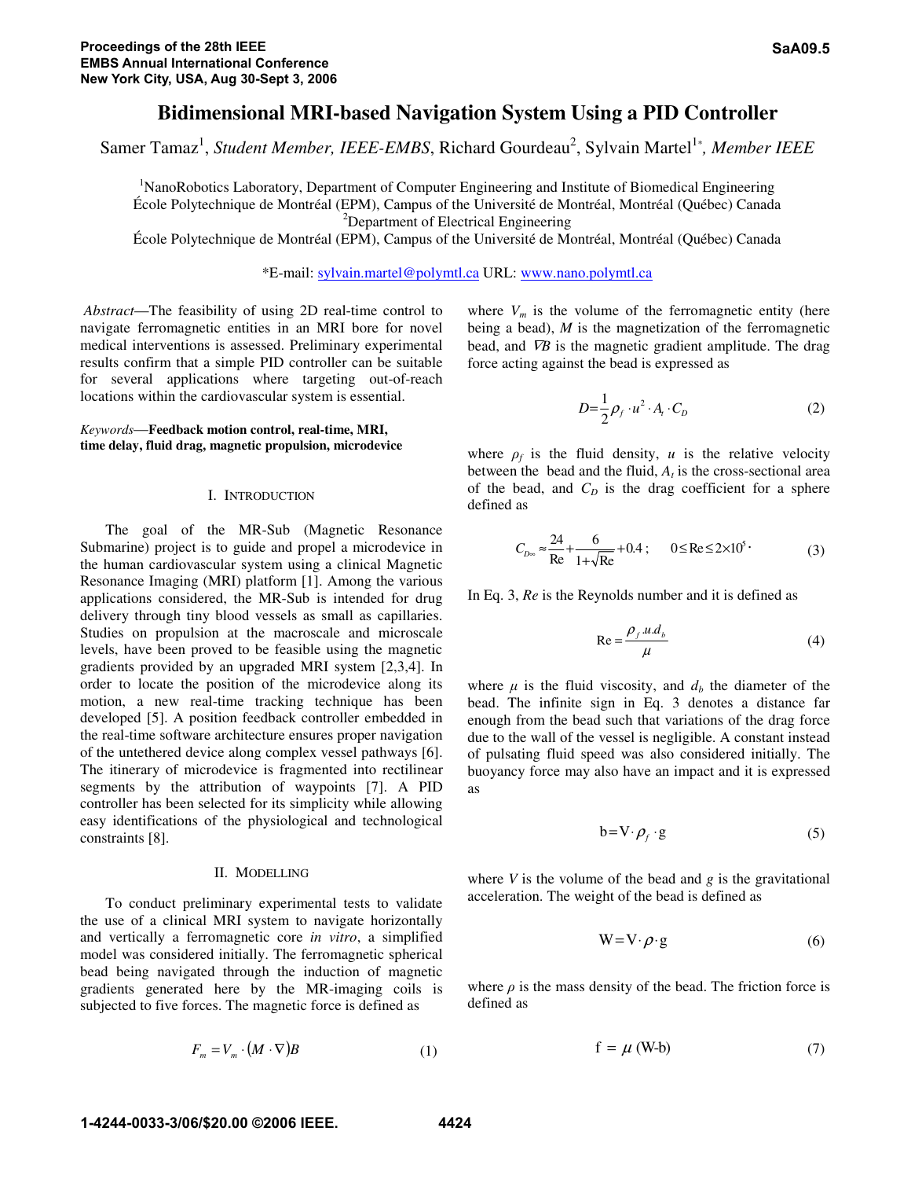# Bidimensional MRI-based Navigation System Using a PID Controller

Samer Tamaz[1], *Student Member, IEEE-EMBS*, Richard Gourdeau[2], Sylvain Martel[1*], *Member IEEE*

[1]NanoRobotics Laboratory, Department of Computer Engineering and Institute of Biomedical Engineering
École Polytechnique de Montréal (EPM), Campus of the Université de Montréal, Montréal (Québec) Canada
[2]Department of Electrical Engineering
École Polytechnique de Montréal (EPM), Campus of the Université de Montréal, Montréal (Québec) Canada

*E-mail: sylvain.martel@polymtl.ca URL: www.nano.polymtl.ca

*Abstract*—The feasibility of using 2D real-time control to navigate ferromagnetic entities in an MRI bore for novel medical interventions is assessed. Preliminary experimental results confirm that a simple PID controller can be suitable for several applications where targeting out-of-reach locations within the cardiovascular system is essential.

*Keywords*—**Feedback motion control, real-time, MRI, time delay, fluid drag, magnetic propulsion, microdevice**

## I. Introduction

The goal of the MR-Sub (Magnetic Resonance Submarine) project is to guide and propel a microdevice in the human cardiovascular system using a clinical Magnetic Resonance Imaging (MRI) platform [1]. Among the various applications considered, the MR-Sub is intended for drug delivery through tiny blood vessels as small as capillaries. Studies on propulsion at the macroscale and microscale levels, have been proved to be feasible using the magnetic gradients provided by an upgraded MRI system [2,3,4]. In order to locate the position of the microdevice along its motion, a new real-time tracking technique has been developed [5]. A position feedback controller embedded in the real-time software architecture ensures proper navigation of the untethered device along complex vessel pathways [6]. The itinerary of microdevice is fragmented into rectilinear segments by the attribution of waypoints [7]. A PID controller has been selected for its simplicity while allowing easy identifications of the physiological and technological constraints [8].

## II. Modelling

To conduct preliminary experimental tests to validate the use of a clinical MRI system to navigate horizontally and vertically a ferromagnetic core *in vitro*, a simplified model was considered initially. The ferromagnetic spherical bead being navigated through the induction of magnetic gradients generated here by the MR-imaging coils is subjected to five forces. The magnetic force is defined as

$$F_m = V_m \cdot (M \cdot \nabla) B \tag{1}$$

where $V_m$ is the volume of the ferromagnetic entity (here being a bead), $M$ is the magnetization of the ferromagnetic bead, and $\nabla B$ is the magnetic gradient amplitude. The drag force acting against the bead is expressed as

$$D = \frac{1}{2} \rho_f \cdot u^2 \cdot A_t \cdot C_D \tag{2}$$

where $\rho_f$ is the fluid density, $u$ is the relative velocity between the bead and the fluid, $A_t$ is the cross-sectional area of the bead, and $C_D$ is the drag coefficient for a sphere defined as

$$C_{D\infty} \approx \frac{24}{\text{Re}} + \frac{6}{1+\sqrt{\text{Re}}} + 0.4 \, ; \qquad 0 \leq \text{Re} \leq 2 \times 10^5 . \tag{3}$$

In Eq. 3, *Re* is the Reynolds number and it is defined as

$$\text{Re} = \frac{\rho_f . u . d_b}{\mu} \tag{4}$$

where $\mu$ is the fluid viscosity, and $d_b$ the diameter of the bead. The infinite sign in Eq. 3 denotes a distance far enough from the bead such that variations of the drag force due to the wall of the vessel is negligible. A constant instead of pulsating fluid speed was also considered initially. The buoyancy force may also have an impact and it is expressed as

$$\text{b} = \text{V} \cdot \rho_f \cdot \text{g} \tag{5}$$

where $V$ is the volume of the bead and $g$ is the gravitational acceleration. The weight of the bead is defined as

$$\text{W} = \text{V} \cdot \rho \cdot \text{g} \tag{6}$$

where $\rho$ is the mass density of the bead. The friction force is defined as

$$\text{f} = \mu \, (\text{W-b}) \tag{7}$$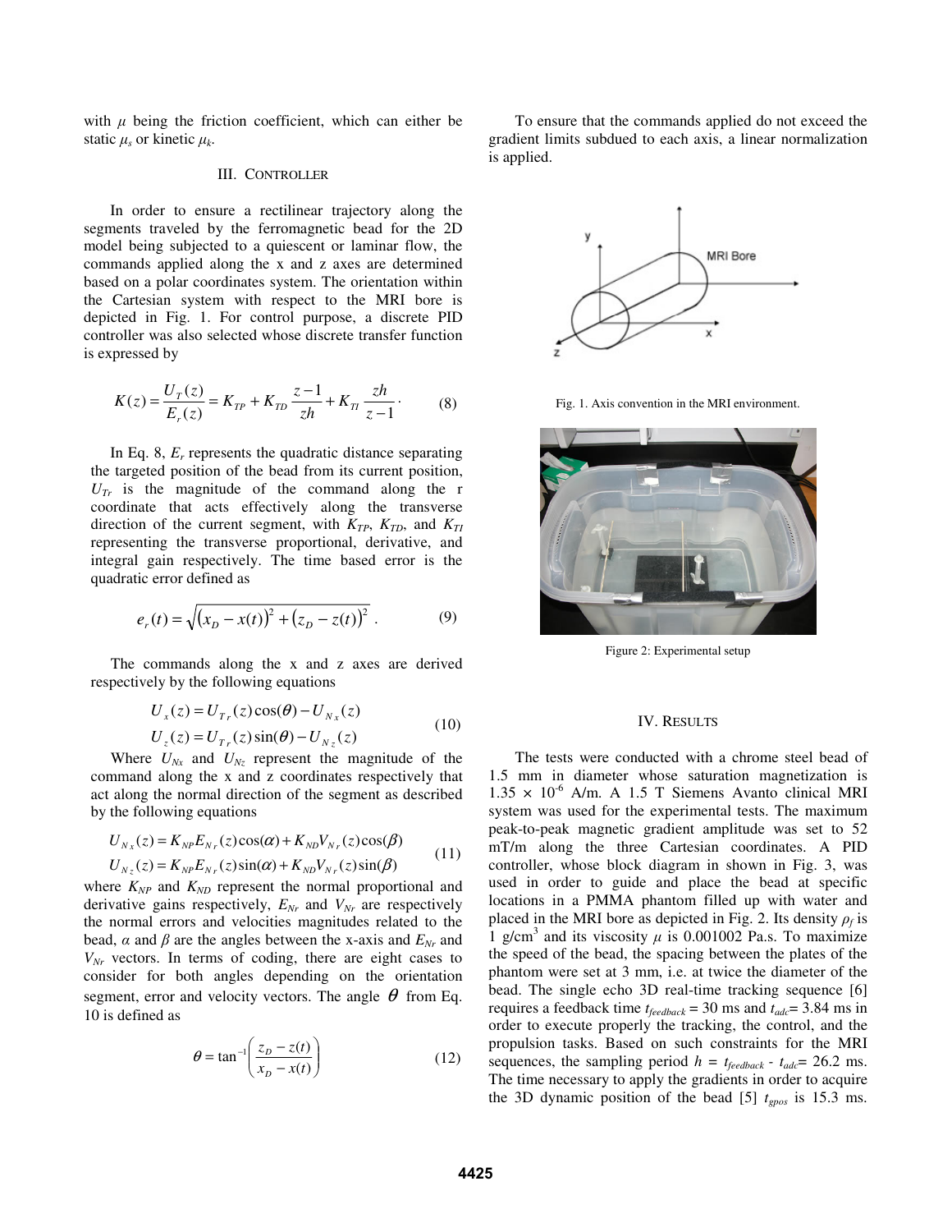with $\mu$ being the friction coefficient, which can either be static $\mu_s$ or kinetic $\mu_k$.

### III. Controller

In order to ensure a rectilinear trajectory along the segments traveled by the ferromagnetic bead for the 2D model being subjected to a quiescent or laminar flow, the commands applied along the x and z axes are determined based on a polar coordinates system. The orientation within the Cartesian system with respect to the MRI bore is depicted in Fig. 1. For control purpose, a discrete PID controller was also selected whose discrete transfer function is expressed by

$$K(z) = \frac{U_T(z)}{E_r(z)} = K_{TP} + K_{TD}\frac{z-1}{zh} + K_{TI}\frac{zh}{z-1} \cdot \qquad (8)$$

In Eq. 8, $E_r$ represents the quadratic distance separating the targeted position of the bead from its current position, $U_{Tr}$ is the magnitude of the command along the r coordinate that acts effectively along the transverse direction of the current segment, with $K_{TP}$, $K_{TD}$, and $K_{TI}$ representing the transverse proportional, derivative, and integral gain respectively. The time based error is the quadratic error defined as

$$e_r(t) = \sqrt{\left(x_D - x(t)\right)^2 + \left(z_D - z(t)\right)^2} \; . \qquad (9)$$

The commands along the x and z axes are derived respectively by the following equations

$$\begin{aligned} U_x(z) &= U_{T_r}(z)\cos(\theta) - U_{N_x}(z) \\ U_z(z) &= U_{T_r}(z)\sin(\theta) - U_{N_z}(z) \end{aligned} \qquad (10)$$

Where $U_{Nx}$ and $U_{Nz}$ represent the magnitude of the command along the x and z coordinates respectively that act along the normal direction of the segment as described by the following equations

$$\begin{aligned} U_{N_x}(z) &= K_{NP}E_{N_r}(z)\cos(\alpha) + K_{ND}V_{N_r}(z)\cos(\beta) \\ U_{N_z}(z) &= K_{NP}E_{N_r}(z)\sin(\alpha) + K_{ND}V_{N_r}(z)\sin(\beta) \end{aligned} \qquad (11)$$

where $K_{NP}$ and $K_{ND}$ represent the normal proportional and derivative gains respectively, $E_{Nr}$ and $V_{Nr}$ are respectively the normal errors and velocities magnitudes related to the bead, $\alpha$ and $\beta$ are the angles between the x-axis and $E_{Nr}$ and $V_{Nr}$ vectors. In terms of coding, there are eight cases to consider for both angles depending on the orientation segment, error and velocity vectors. The angle $\theta$ from Eq. 10 is defined as

$$\theta = \tan^{-1}\left(\frac{z_D - z(t)}{x_D - x(t)}\right) \qquad (12)$$

To ensure that the commands applied do not exceed the gradient limits subdued to each axis, a linear normalization is applied.

Fig. 1. Axis convention in the MRI environment.

Figure 2: Experimental setup

### IV. Results

The tests were conducted with a chrome steel bead of 1.5 mm in diameter whose saturation magnetization is $1.35 \times 10^{-6}$ A/m. A 1.5 T Siemens Avanto clinical MRI system was used for the experimental tests. The maximum peak-to-peak magnetic gradient amplitude was set to 52 mT/m along the three Cartesian coordinates. A PID controller, whose block diagram in shown in Fig. 3, was used in order to guide and place the bead at specific locations in a PMMA phantom filled up with water and placed in the MRI bore as depicted in Fig. 2. Its density $\rho_f$ is 1 g/cm$^3$ and its viscosity $\mu$ is 0.001002 Pa.s. To maximize the speed of the bead, the spacing between the plates of the phantom were set at 3 mm, i.e. at twice the diameter of the bead. The single echo 3D real-time tracking sequence [6] requires a feedback time $t_{feedback}$ = 30 ms and $t_{adc}$= 3.84 ms in order to execute properly the tracking, the control, and the propulsion tasks. Based on such constraints for the MRI sequences, the sampling period $h = t_{feedback} - t_{adc}$= 26.2 ms. The time necessary to apply the gradients in order to acquire the 3D dynamic position of the bead [5] $t_{gpos}$ is 15.3 ms.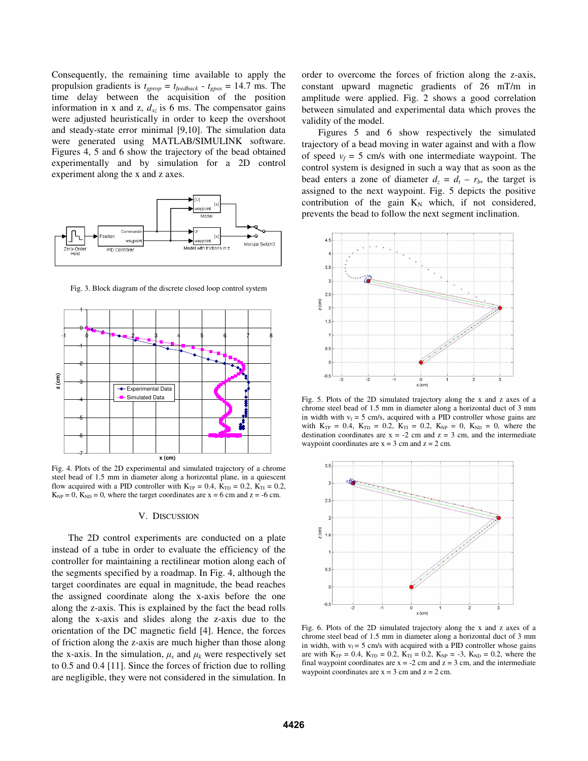Consequently, the remaining time available to apply the propulsion gradients is $t_{gprop} = t_{feedback} - t_{gpos} = 14.7$ ms. The time delay between the acquisition of the position information in x and z, $d_{xz}$ is 6 ms. The compensator gains were adjusted heuristically in order to keep the overshoot and steady-state error minimal [9,10]. The simulation data were generated using MATLAB/SIMULINK software. Figures 4, 5 and 6 show the trajectory of the bead obtained experimentally and by simulation for a 2D control experiment along the x and z axes.

Fig. 3. Block diagram of the discrete closed loop control system

Fig. 4. Plots of the 2D experimental and simulated trajectory of a chrome steel bead of 1.5 mm in diameter along a horizontal plane, in a quiescent flow acquired with a PID controller with $K_{TP} = 0.4$, $K_{TD} = 0.2$, $K_{TI} = 0.2$, $K_{NP} = 0$, $K_{ND} = 0$, where the target coordinates are x = 6 cm and z = -6 cm.

## V. DISCUSSION

The 2D control experiments are conducted on a plate instead of a tube in order to evaluate the efficiency of the controller for maintaining a rectilinear motion along each of the segments specified by a roadmap. In Fig. 4, although the target coordinates are equal in magnitude, the bead reaches the assigned coordinate along the x-axis before the one along the z-axis. This is explained by the fact the bead rolls along the x-axis and slides along the z-axis due to the orientation of the DC magnetic field [4]. Hence, the forces of friction along the z-axis are much higher than those along the x-axis. In the simulation, $\mu_s$ and $\mu_k$ were respectively set to 0.5 and 0.4 [11]. Since the forces of friction due to rolling are negligible, they were not considered in the simulation. In order to overcome the forces of friction along the z-axis, constant upward magnetic gradients of 26 mT/m in amplitude were applied. Fig. 2 shows a good correlation between simulated and experimental data which proves the validity of the model.

Figures 5 and 6 show respectively the simulated trajectory of a bead moving in water against and with a flow of speed $v_f$ = 5 cm/s with one intermediate waypoint. The control system is designed in such a way that as soon as the bead enters a zone of diameter $d_z = d_t - r_b$, the target is assigned to the next waypoint. Fig. 5 depicts the positive contribution of the gain $K_N$ which, if not considered, prevents the bead to follow the next segment inclination.

Fig. 5. Plots of the 2D simulated trajectory along the x and z axes of a chrome steel bead of 1.5 mm in diameter along a horizontal duct of 3 mm in width with $v_f$ = 5 cm/s, acquired with a PID controller whose gains are with $K_{TP} = 0.4$, $K_{TD} = 0.2$, $K_{TI} = 0.2$, $K_{NP} = 0$, $K_{ND} = 0$, where the destination coordinates are x = -2 cm and z = 3 cm, and the intermediate waypoint coordinates are x = 3 cm and z = 2 cm.

Fig. 6. Plots of the 2D simulated trajectory along the x and z axes of a chrome steel bead of 1.5 mm in diameter along a horizontal duct of 3 mm in width, with $v_f$ = 5 cm/s with acquired with a PID controller whose gains are with $K_{TP} = 0.4$, $K_{TD} = 0.2$, $K_{TI} = 0.2$, $K_{NP} = -3$, $K_{ND} = 0.2$, where the final waypoint coordinates are x = -2 cm and z = 3 cm, and the intermediate waypoint coordinates are x = 3 cm and z = 2 cm.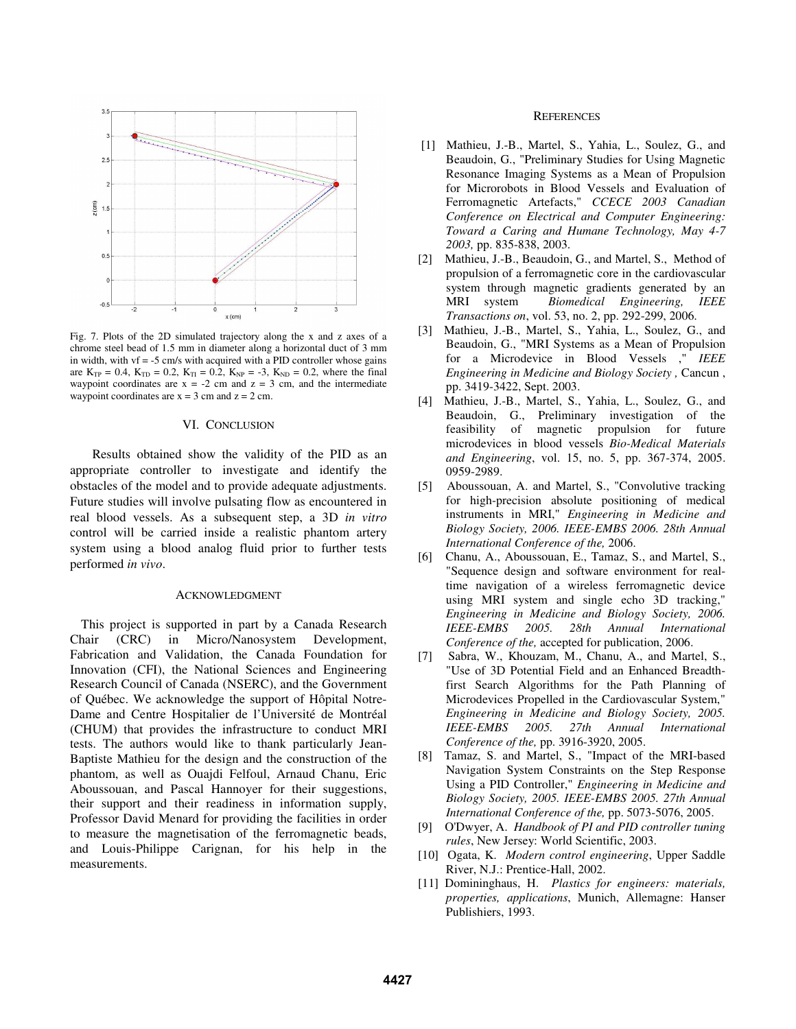3.5
3
2.5
2
1.5
1
0.5
0
-0.5
z (cm)
-2
-1
0
1
2
3
x (cm)

Fig. 7. Plots of the 2D simulated trajectory along the x and z axes of a chrome steel bead of 1.5 mm in diameter along a horizontal duct of 3 mm in width, with vf = -5 cm/s with acquired with a PID controller whose gains are $K_{TP} = 0.4$, $K_{TD} = 0.2$, $K_{TI} = 0.2$, $K_{NP} = -3$, $K_{ND} = 0.2$, where the final waypoint coordinates are x = -2 cm and z = 3 cm, and the intermediate waypoint coordinates are x = 3 cm and z = 2 cm.

## VI. CONCLUSION

Results obtained show the validity of the PID as an appropriate controller to investigate and identify the obstacles of the model and to provide adequate adjustments. Future studies will involve pulsating flow as encountered in real blood vessels. As a subsequent step, a 3D *in vitro* control will be carried inside a realistic phantom artery system using a blood analog fluid prior to further tests performed *in vivo*.

## ACKNOWLEDGMENT

This project is supported in part by a Canada Research Chair (CRC) in Micro/Nanosystem Development, Fabrication and Validation, the Canada Foundation for Innovation (CFI), the National Sciences and Engineering Research Council of Canada (NSERC), and the Government of Québec. We acknowledge the support of Hôpital Notre-Dame and Centre Hospitalier de l'Université de Montréal (CHUM) that provides the infrastructure to conduct MRI tests. The authors would like to thank particularly Jean-Baptiste Mathieu for the design and the construction of the phantom, as well as Ouajdi Felfoul, Arnaud Chanu, Eric Aboussouan, and Pascal Hannoyer for their suggestions, their support and their readiness in information supply, Professor David Menard for providing the facilities in order to measure the magnetisation of the ferromagnetic beads, and Louis-Philippe Carignan, for his help in the measurements.

## REFERENCES

[1] Mathieu, J.-B., Martel, S., Yahia, L., Soulez, G., and Beaudoin, G., "Preliminary Studies for Using Magnetic Resonance Imaging Systems as a Mean of Propulsion for Microrobots in Blood Vessels and Evaluation of Ferromagnetic Artefacts," *CCECE 2003 Canadian Conference on Electrical and Computer Engineering: Toward a Caring and Humane Technology, May 4-7 2003,* pp. 835-838, 2003.

[2] Mathieu, J.-B., Beaudoin, G., and Martel, S., Method of propulsion of a ferromagnetic core in the cardiovascular system through magnetic gradients generated by an MRI system *Biomedical Engineering, IEEE Transactions on*, vol. 53, no. 2, pp. 292-299, 2006.

[3] Mathieu, J.-B., Martel, S., Yahia, L., Soulez, G., and Beaudoin, G., "MRI Systems as a Mean of Propulsion for a Microdevice in Blood Vessels ," *IEEE Engineering in Medicine and Biology Society ,* Cancun , pp. 3419-3422, Sept. 2003.

[4] Mathieu, J.-B., Martel, S., Yahia, L., Soulez, G., and Beaudoin, G., Preliminary investigation of the feasibility of magnetic propulsion for future microdevices in blood vessels *Bio-Medical Materials and Engineering*, vol. 15, no. 5, pp. 367-374, 2005. 0959-2989.

[5] Aboussouan, A. and Martel, S., "Convolutive tracking for high-precision absolute positioning of medical instruments in MRI," *Engineering in Medicine and Biology Society, 2006. IEEE-EMBS 2006. 28th Annual International Conference of the,* 2006.

[6] Chanu, A., Aboussouan, E., Tamaz, S., and Martel, S., "Sequence design and software environment for real-time navigation of a wireless ferromagnetic device using MRI system and single echo 3D tracking," *Engineering in Medicine and Biology Society, 2006. IEEE-EMBS 2005. 28th Annual International Conference of the,* accepted for publication, 2006.

[7] Sabra, W., Khouzam, M., Chanu, A., and Martel, S., "Use of 3D Potential Field and an Enhanced Breadth-first Search Algorithms for the Path Planning of Microdevices Propelled in the Cardiovascular System," *Engineering in Medicine and Biology Society, 2005. IEEE-EMBS 2005. 27th Annual International Conference of the,* pp. 3916-3920, 2005.

[8] Tamaz, S. and Martel, S., "Impact of the MRI-based Navigation System Constraints on the Step Response Using a PID Controller," *Engineering in Medicine and Biology Society, 2005. IEEE-EMBS 2005. 27th Annual International Conference of the,* pp. 5073-5076, 2005.

[9] O'Dwyer, A. *Handbook of PI and PID controller tuning rules*, New Jersey: World Scientific, 2003.

[10] Ogata, K. *Modern control engineering*, Upper Saddle River, N.J.: Prentice-Hall, 2002.

[11] Domininghaus, H. *Plastics for engineers: materials, properties, applications*, Munich, Allemagne: Hanser Publishiers, 1993.